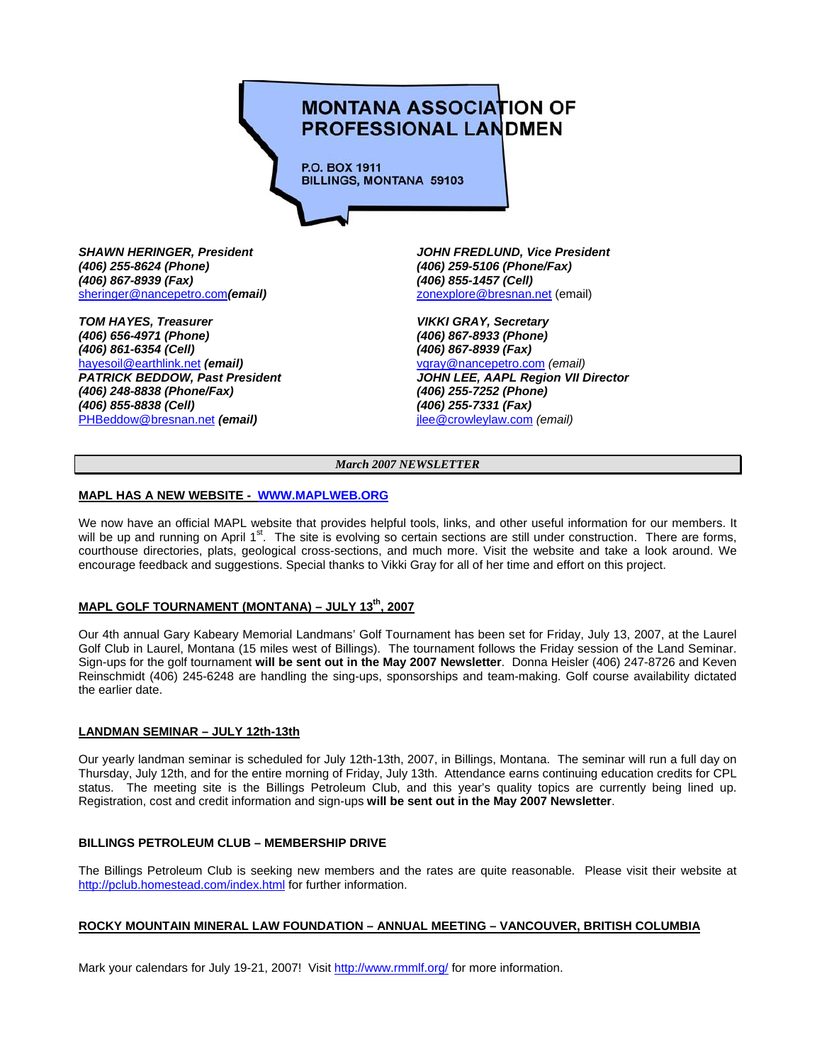# MONTANA ASSOCIATION OF PROFESSIONAL LANDMEN

P.O. BOX 1911
BILLINGS, MONTANA 59103

***SHAWN HERINGER, President***
***(406) 255-8624 (Phone)***
***(406) 867-8939 (Fax)***
sheringer@nancepetro.com***(email)***

***JOHN FREDLUND, Vice President***
***(406) 259-5106 (Phone/Fax)***
***(406) 855-1457 (Cell)***
zonexplore@bresnan.net (email)

***TOM HAYES, Treasurer***
***(406) 656-4971 (Phone)***
***(406) 861-6354 (Cell)***
hayesoil@earthlink.net ***(email)***

***VIKKI GRAY, Secretary***
***(406) 867-8933 (Phone)***
***(406) 867-8939 (Fax)***
vgray@nancepetro.com *(email)*

***PATRICK BEDDOW, Past President***
***(406) 248-8838 (Phone/Fax)***
***(406) 855-8838 (Cell)***
PHBeddow@bresnan.net ***(email)***

***JOHN LEE, AAPL Region VII Director***
***(406) 255-7252 (Phone)***
***(406) 255-7331 (Fax)***
jlee@crowleylaw.com *(email)*

***March 2007 NEWSLETTER***

## MAPL HAS A NEW WEBSITE - WWW.MAPLWEB.ORG

We now have an official MAPL website that provides helpful tools, links, and other useful information for our members. It will be up and running on April 1st. The site is evolving so certain sections are still under construction. There are forms, courthouse directories, plats, geological cross-sections, and much more. Visit the website and take a look around. We encourage feedback and suggestions. Special thanks to Vikki Gray for all of her time and effort on this project.

## MAPL GOLF TOURNAMENT (MONTANA) – JULY 13th, 2007

Our 4th annual Gary Kabeary Memorial Landmans' Golf Tournament has been set for Friday, July 13, 2007, at the Laurel Golf Club in Laurel, Montana (15 miles west of Billings). The tournament follows the Friday session of the Land Seminar. Sign-ups for the golf tournament **will be sent out in the May 2007 Newsletter**. Donna Heisler (406) 247-8726 and Keven Reinschmidt (406) 245-6248 are handling the sing-ups, sponsorships and team-making. Golf course availability dictated the earlier date.

## LANDMAN SEMINAR – JULY 12th-13th

Our yearly landman seminar is scheduled for July 12th-13th, 2007, in Billings, Montana. The seminar will run a full day on Thursday, July 12th, and for the entire morning of Friday, July 13th. Attendance earns continuing education credits for CPL status. The meeting site is the Billings Petroleum Club, and this year's quality topics are currently being lined up. Registration, cost and credit information and sign-ups **will be sent out in the May 2007 Newsletter**.

## BILLINGS PETROLEUM CLUB – MEMBERSHIP DRIVE

The Billings Petroleum Club is seeking new members and the rates are quite reasonable. Please visit their website at http://pclub.homestead.com/index.html for further information.

## ROCKY MOUNTAIN MINERAL LAW FOUNDATION – ANNUAL MEETING – VANCOUVER, BRITISH COLUMBIA

Mark your calendars for July 19-21, 2007! Visit http://www.rmmlf.org/ for more information.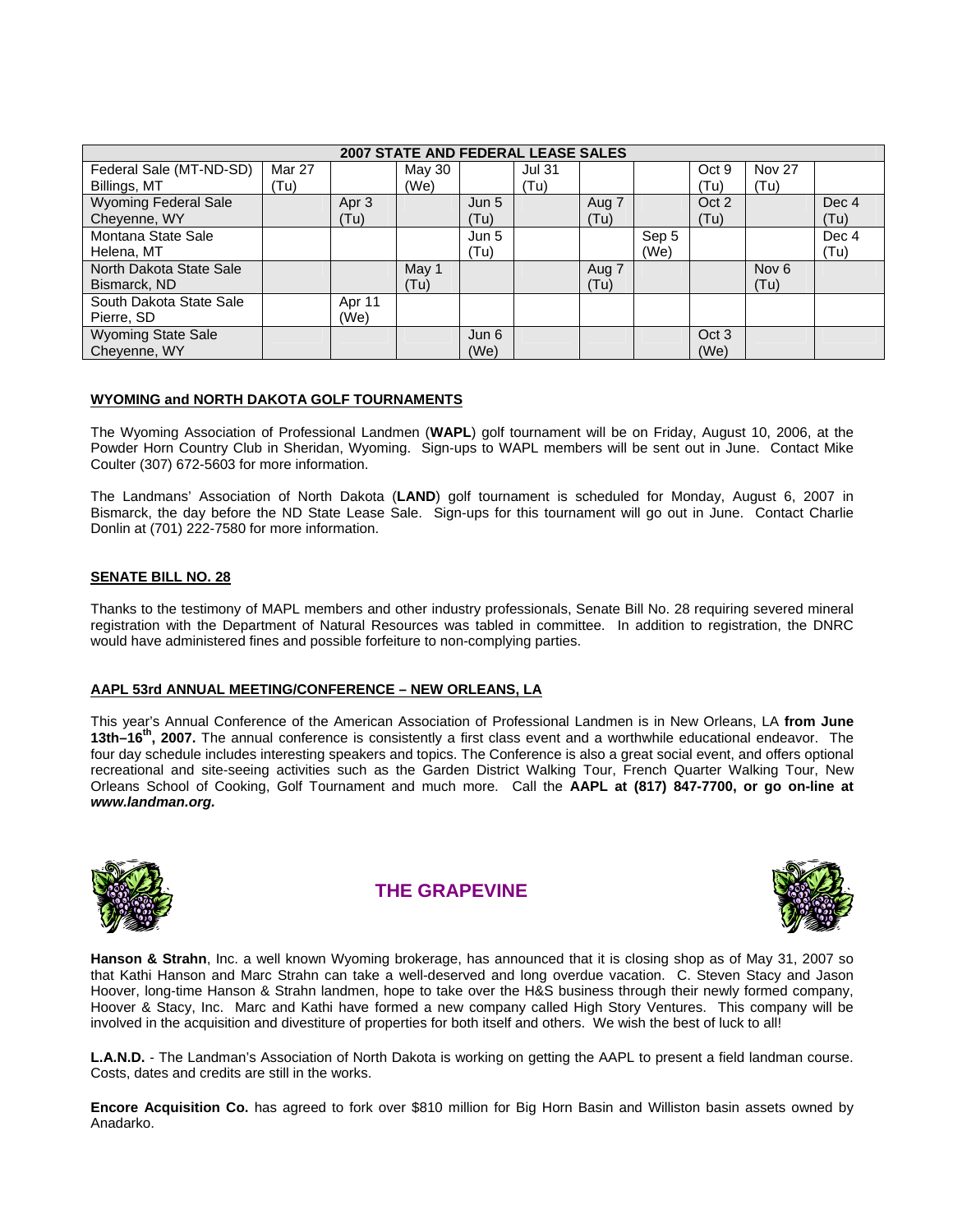| 2007 STATE AND FEDERAL LEASE SALES | | | | | | | | | | |
|---|---|---|---|---|---|---|---|---|---|---|
| Federal Sale (MT-ND-SD) Billings, MT | Mar 27 (Tu) | | May 30 (We) | | Jul 31 (Tu) | | | Oct 9 (Tu) | Nov 27 (Tu) | |
| Wyoming Federal Sale Cheyenne, WY | | Apr 3 (Tu) | | Jun 5 (Tu) | | Aug 7 (Tu) | | Oct 2 (Tu) | | Dec 4 (Tu) |
| Montana State Sale Helena, MT | | | | Jun 5 (Tu) | | | Sep 5 (We) | | | Dec 4 (Tu) |
| North Dakota State Sale Bismarck, ND | | | May 1 (Tu) | | | Aug 7 (Tu) | | | Nov 6 (Tu) | |
| South Dakota State Sale Pierre, SD | | Apr 11 (We) | | | | | | | | |
| Wyoming State Sale Cheyenne, WY | | | | Jun 6 (We) | | | | Oct 3 (We) | | |

## WYOMING and NORTH DAKOTA GOLF TOURNAMENTS

The Wyoming Association of Professional Landmen (**WAPL**) golf tournament will be on Friday, August 10, 2006, at the Powder Horn Country Club in Sheridan, Wyoming. Sign-ups to WAPL members will be sent out in June. Contact Mike Coulter (307) 672-5603 for more information.

The Landmans' Association of North Dakota (**LAND**) golf tournament is scheduled for Monday, August 6, 2007 in Bismarck, the day before the ND State Lease Sale. Sign-ups for this tournament will go out in June. Contact Charlie Donlin at (701) 222-7580 for more information.

## SENATE BILL NO. 28

Thanks to the testimony of MAPL members and other industry professionals, Senate Bill No. 28 requiring severed mineral registration with the Department of Natural Resources was tabled in committee. In addition to registration, the DNRC would have administered fines and possible forfeiture to non-complying parties.

## AAPL 53rd ANNUAL MEETING/CONFERENCE – NEW ORLEANS, LA

This year's Annual Conference of the American Association of Professional Landmen is in New Orleans, LA **from June 13th–16th, 2007.** The annual conference is consistently a first class event and a worthwhile educational endeavor. The four day schedule includes interesting speakers and topics. The Conference is also a great social event, and offers optional recreational and site-seeing activities such as the Garden District Walking Tour, French Quarter Walking Tour, New Orleans School of Cooking, Golf Tournament and much more. Call the **AAPL at (817) 847-7700, or go on-line at *www.landman.org.***

## THE GRAPEVINE

**Hanson & Strahn**, Inc. a well known Wyoming brokerage, has announced that it is closing shop as of May 31, 2007 so that Kathi Hanson and Marc Strahn can take a well-deserved and long overdue vacation. C. Steven Stacy and Jason Hoover, long-time Hanson & Strahn landmen, hope to take over the H&S business through their newly formed company, Hoover & Stacy, Inc. Marc and Kathi have formed a new company called High Story Ventures. This company will be involved in the acquisition and divestiture of properties for both itself and others. We wish the best of luck to all!

**L.A.N.D.** - The Landman's Association of North Dakota is working on getting the AAPL to present a field landman course. Costs, dates and credits are still in the works.

**Encore Acquisition Co.** has agreed to fork over $810 million for Big Horn Basin and Williston basin assets owned by Anadarko.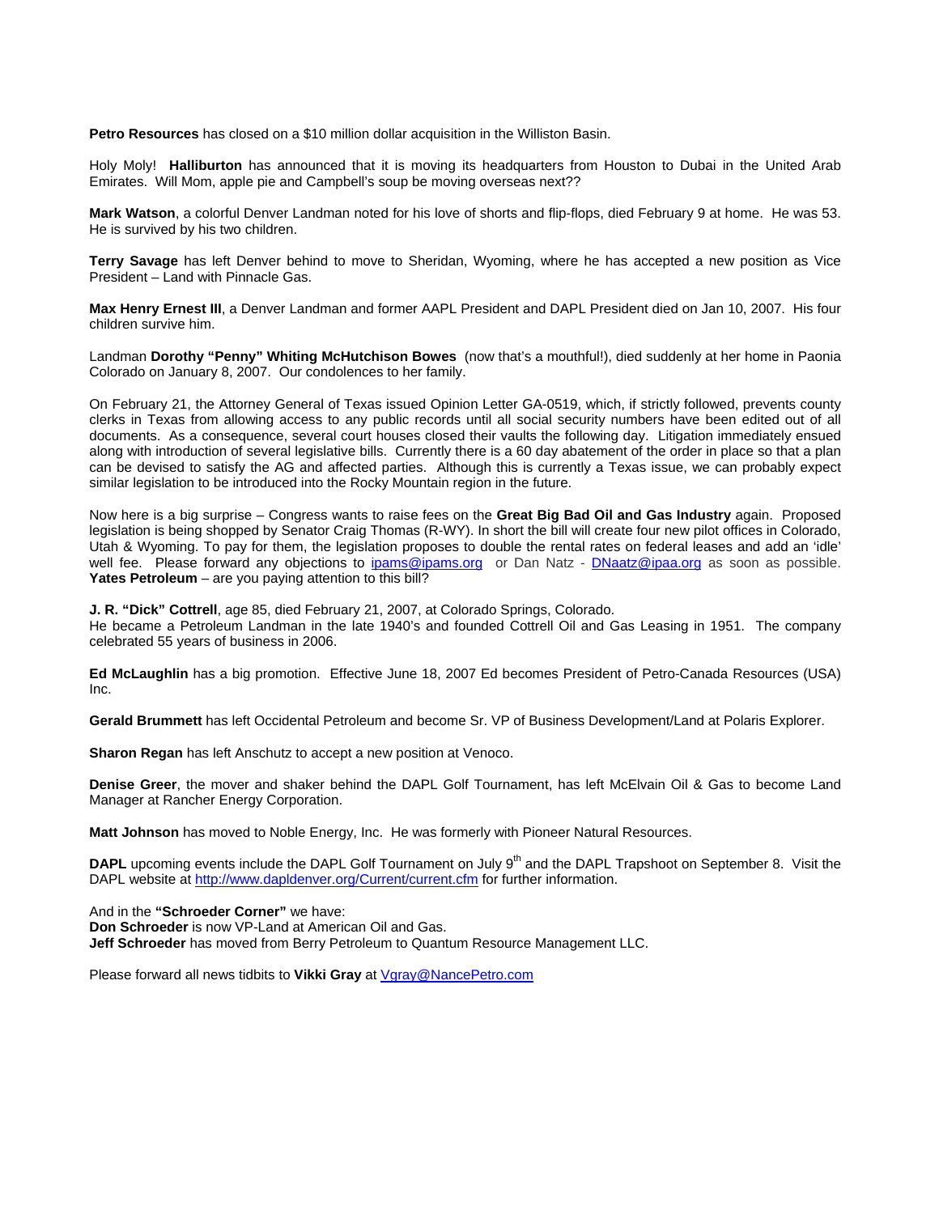**Petro Resources** has closed on a $10 million dollar acquisition in the Williston Basin.

Holy Moly! **Halliburton** has announced that it is moving its headquarters from Houston to Dubai in the United Arab Emirates. Will Mom, apple pie and Campbell's soup be moving overseas next??

**Mark Watson**, a colorful Denver Landman noted for his love of shorts and flip-flops, died February 9 at home. He was 53. He is survived by his two children.

**Terry Savage** has left Denver behind to move to Sheridan, Wyoming, where he has accepted a new position as Vice President – Land with Pinnacle Gas.

**Max Henry Ernest III**, a Denver Landman and former AAPL President and DAPL President died on Jan 10, 2007. His four children survive him.

Landman **Dorothy "Penny" Whiting McHutchison Bowes** (now that's a mouthful!), died suddenly at her home in Paonia Colorado on January 8, 2007. Our condolences to her family.

On February 21, the Attorney General of Texas issued Opinion Letter GA-0519, which, if strictly followed, prevents county clerks in Texas from allowing access to any public records until all social security numbers have been edited out of all documents. As a consequence, several court houses closed their vaults the following day. Litigation immediately ensued along with introduction of several legislative bills. Currently there is a 60 day abatement of the order in place so that a plan can be devised to satisfy the AG and affected parties. Although this is currently a Texas issue, we can probably expect similar legislation to be introduced into the Rocky Mountain region in the future.

Now here is a big surprise – Congress wants to raise fees on the **Great Big Bad Oil and Gas Industry** again. Proposed legislation is being shopped by Senator Craig Thomas (R-WY). In short the bill will create four new pilot offices in Colorado, Utah & Wyoming. To pay for them, the legislation proposes to double the rental rates on federal leases and add an 'idle' well fee. Please forward any objections to ipams@ipams.org or Dan Natz - DNaatz@ipaa.org as soon as possible. **Yates Petroleum** – are you paying attention to this bill?

**J. R. "Dick" Cottrell**, age 85, died February 21, 2007, at Colorado Springs, Colorado.
He became a Petroleum Landman in the late 1940's and founded Cottrell Oil and Gas Leasing in 1951. The company celebrated 55 years of business in 2006.

**Ed McLaughlin** has a big promotion. Effective June 18, 2007 Ed becomes President of Petro-Canada Resources (USA) Inc.

**Gerald Brummett** has left Occidental Petroleum and become Sr. VP of Business Development/Land at Polaris Explorer.

**Sharon Regan** has left Anschutz to accept a new position at Venoco.

**Denise Greer**, the mover and shaker behind the DAPL Golf Tournament, has left McElvain Oil & Gas to become Land Manager at Rancher Energy Corporation.

**Matt Johnson** has moved to Noble Energy, Inc. He was formerly with Pioneer Natural Resources.

**DAPL** upcoming events include the DAPL Golf Tournament on July 9th and the DAPL Trapshoot on September 8. Visit the DAPL website at http://www.dapldenver.org/Current/current.cfm for further information.

And in the **"Schroeder Corner"** we have:
**Don Schroeder** is now VP-Land at American Oil and Gas.
**Jeff Schroeder** has moved from Berry Petroleum to Quantum Resource Management LLC.

Please forward all news tidbits to **Vikki Gray** at Vgray@NancePetro.com